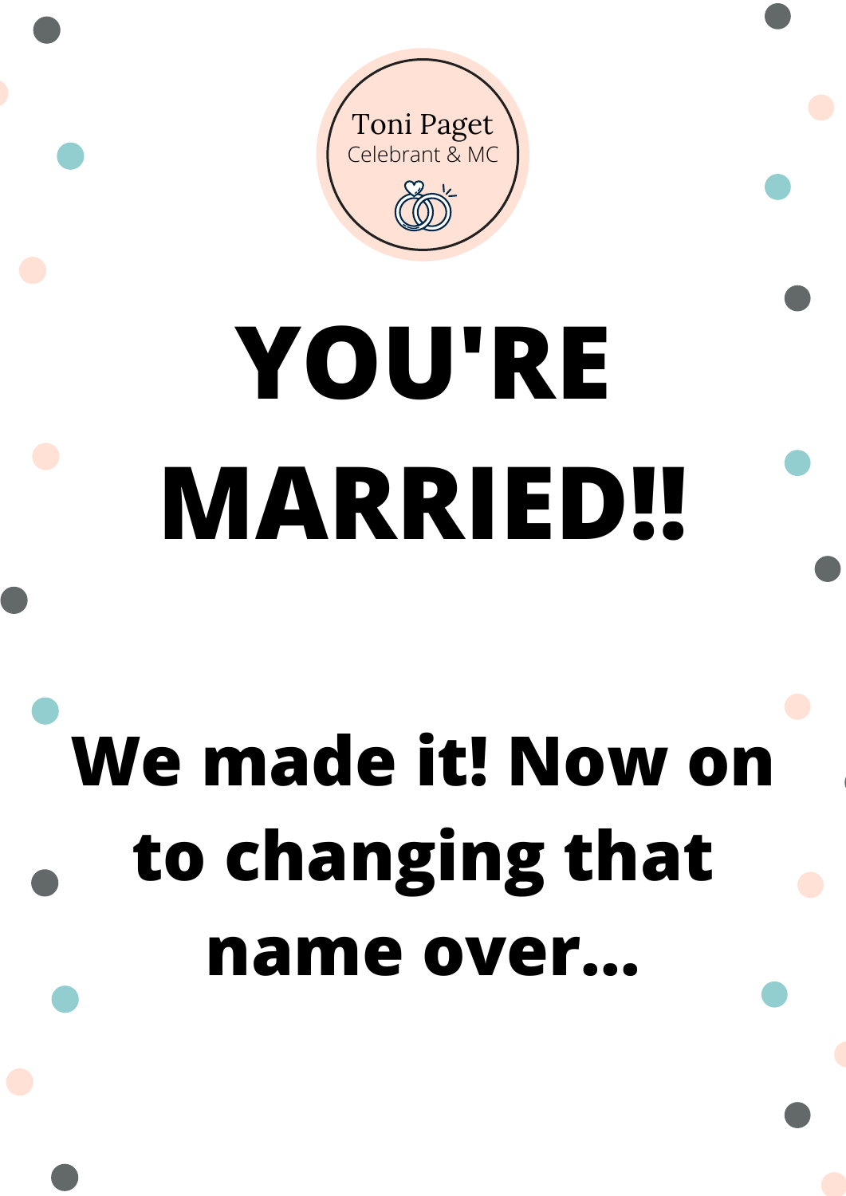Toni Paget
Celebrant & MC

# YOU'RE MARRIED!!

## We made it! Now on to changing that name over...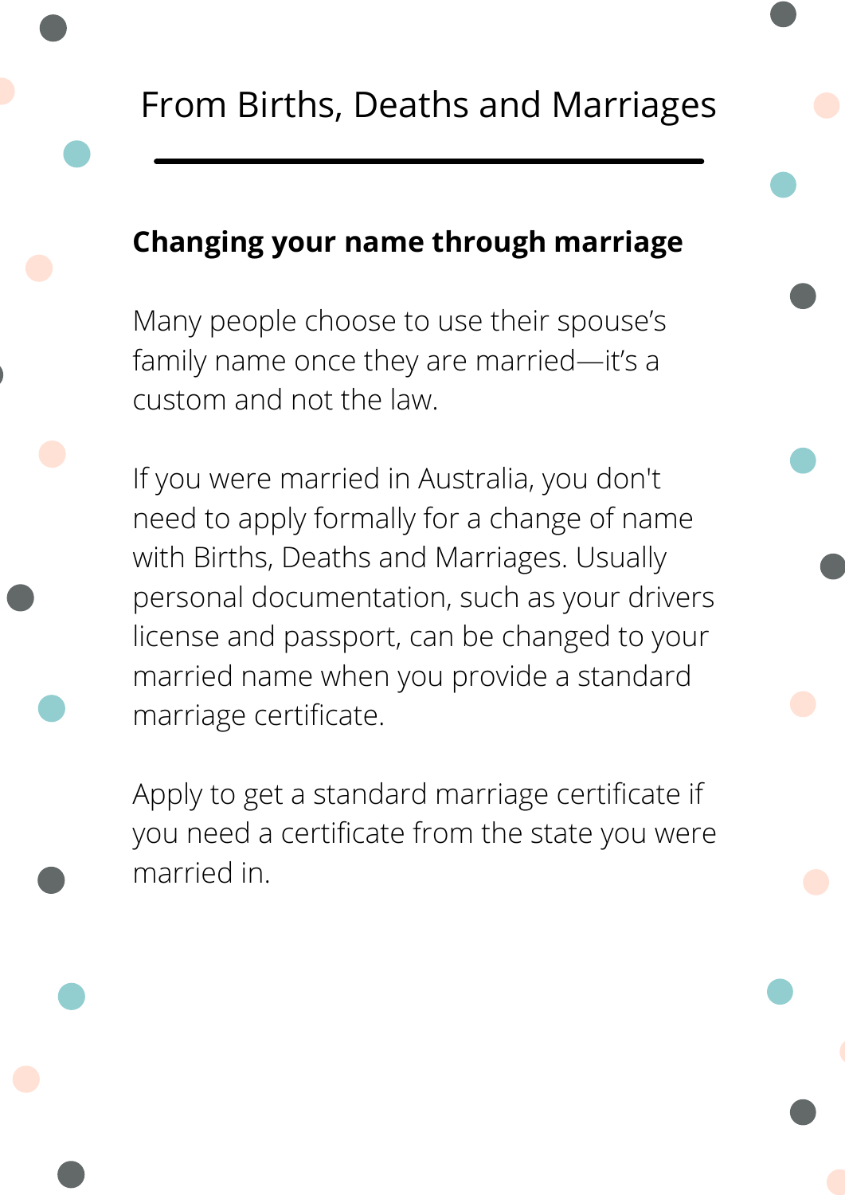# From Births, Deaths and Marriages

## Changing your name through marriage

Many people choose to use their spouse's family name once they are married—it's a custom and not the law.

If you were married in Australia, you don't need to apply formally for a change of name with Births, Deaths and Marriages. Usually personal documentation, such as your drivers license and passport, can be changed to your married name when you provide a standard marriage certificate.

Apply to get a standard marriage certificate if you need a certificate from the state you were married in.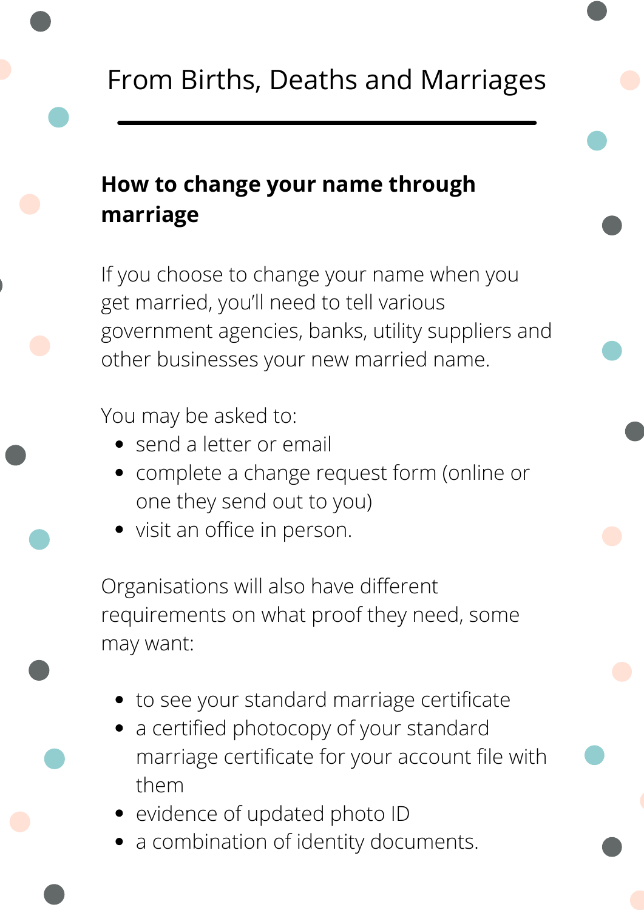# From Births, Deaths and Marriages

## How to change your name through marriage

If you choose to change your name when you get married, you'll need to tell various government agencies, banks, utility suppliers and other businesses your new married name.

You may be asked to:

- send a letter or email
- complete a change request form (online or one they send out to you)
- visit an office in person.

Organisations will also have different requirements on what proof they need, some may want:

- to see your standard marriage certificate
- a certified photocopy of your standard marriage certificate for your account file with them
- evidence of updated photo ID
- a combination of identity documents.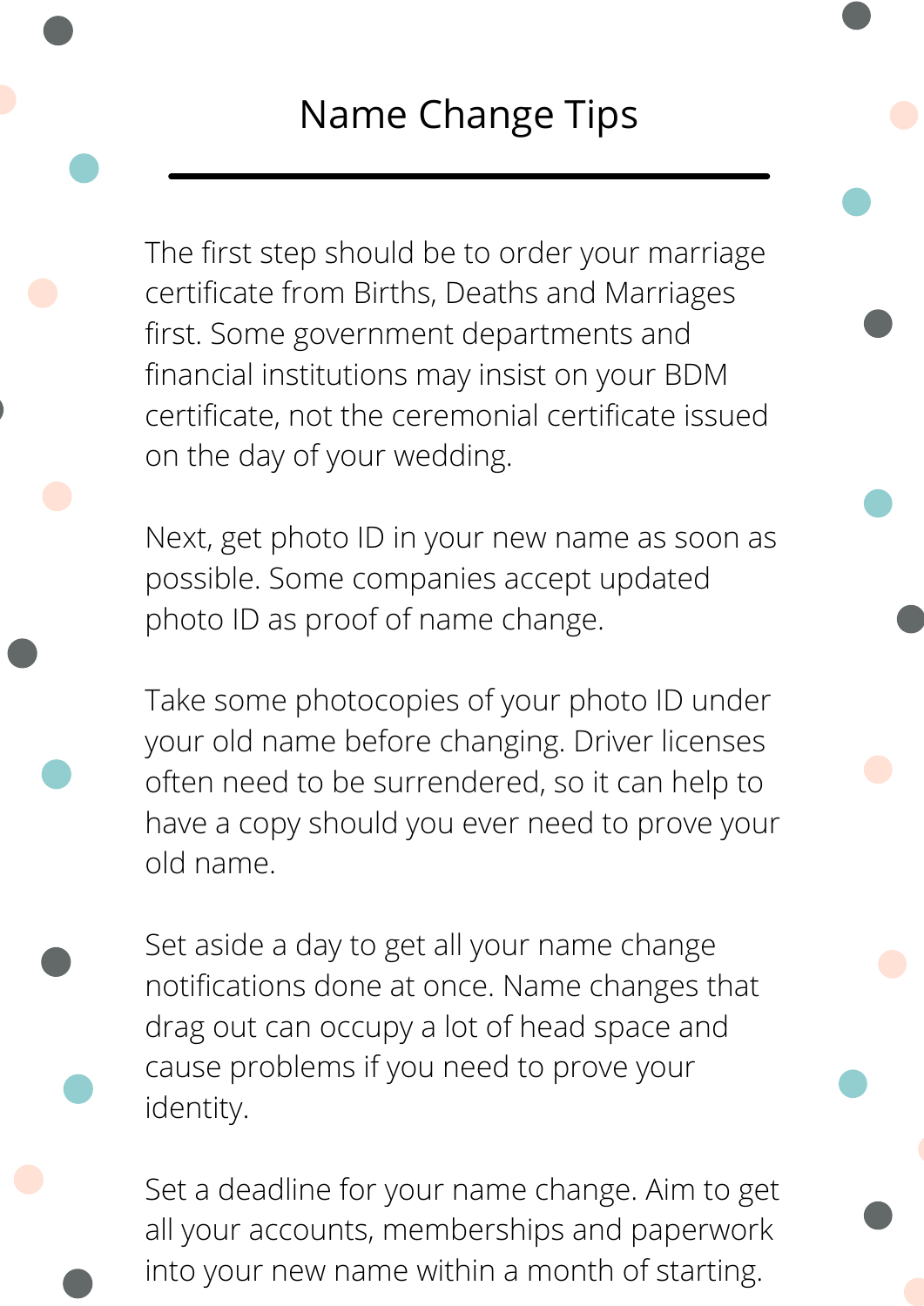# Name Change Tips

The first step should be to order your marriage certificate from Births, Deaths and Marriages first. Some government departments and financial institutions may insist on your BDM certificate, not the ceremonial certificate issued on the day of your wedding.

Next, get photo ID in your new name as soon as possible. Some companies accept updated photo ID as proof of name change.

Take some photocopies of your photo ID under your old name before changing. Driver licenses often need to be surrendered, so it can help to have a copy should you ever need to prove your old name.

Set aside a day to get all your name change notifications done at once. Name changes that drag out can occupy a lot of head space and cause problems if you need to prove your identity.

Set a deadline for your name change. Aim to get all your accounts, memberships and paperwork into your new name within a month of starting.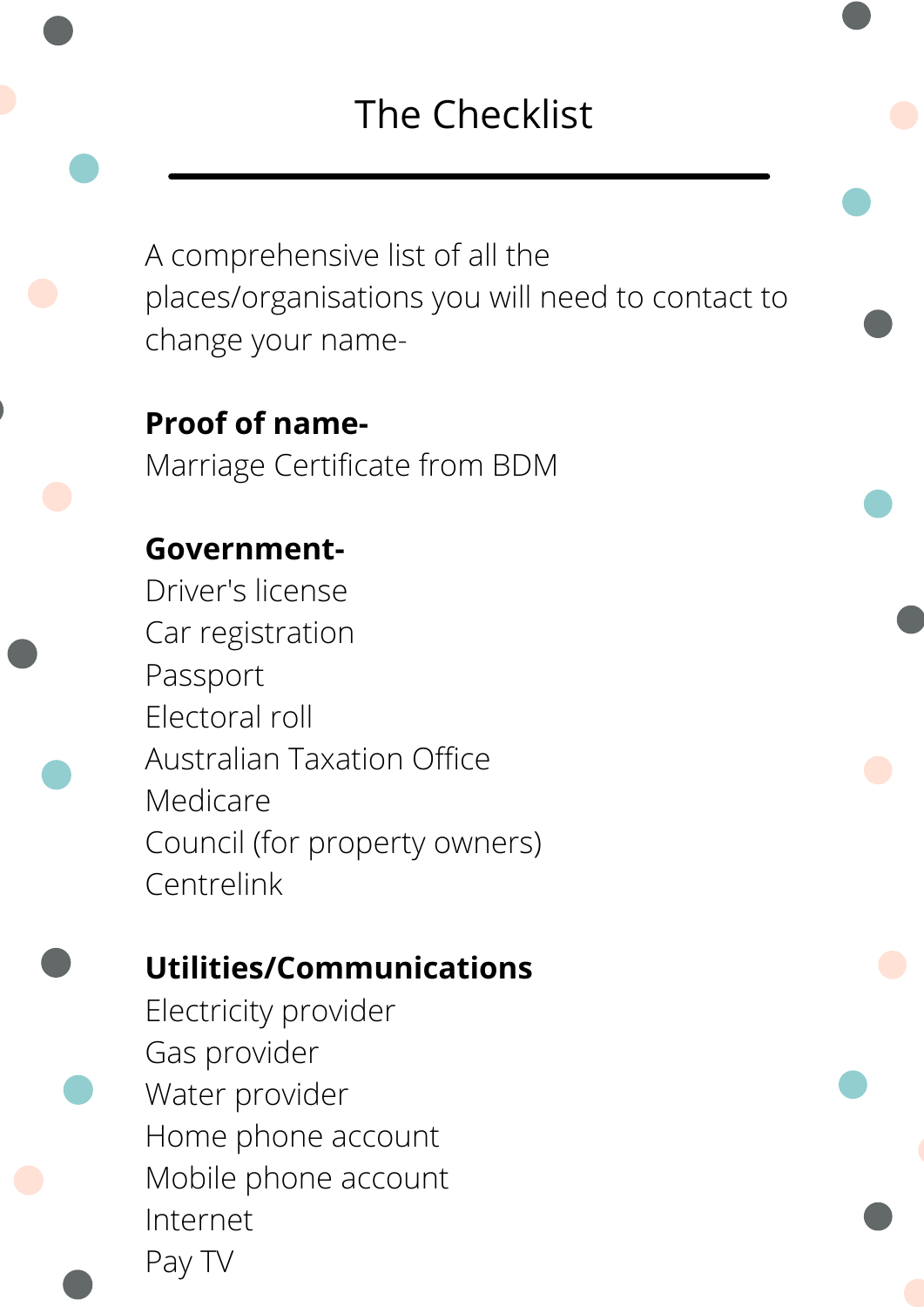# The Checklist

A comprehensive list of all the places/organisations you will need to contact to change your name-

**Proof of name-**
Marriage Certificate from BDM

**Government-**
Driver's license
Car registration
Passport
Electoral roll
Australian Taxation Office
Medicare
Council (for property owners)
Centrelink

**Utilities/Communications**
Electricity provider
Gas provider
Water provider
Home phone account
Mobile phone account
Internet
Pay TV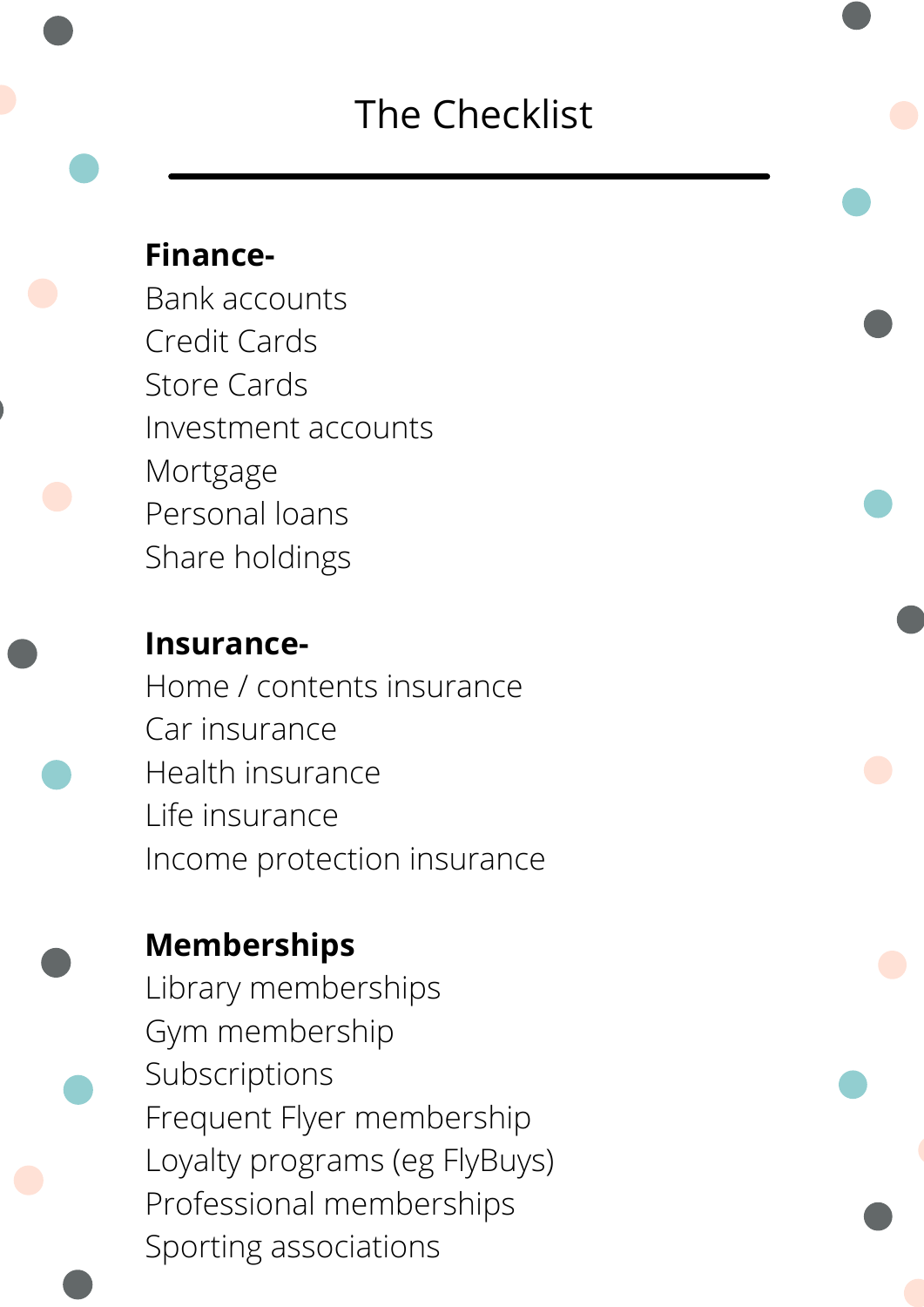# The Checklist

**Finance-**

Bank accounts
Credit Cards
Store Cards
Investment accounts
Mortgage
Personal loans
Share holdings

**Insurance-**

Home / contents insurance
Car insurance
Health insurance
Life insurance
Income protection insurance

**Memberships**

Library memberships
Gym membership
Subscriptions
Frequent Flyer membership
Loyalty programs (eg FlyBuys)
Professional memberships
Sporting associations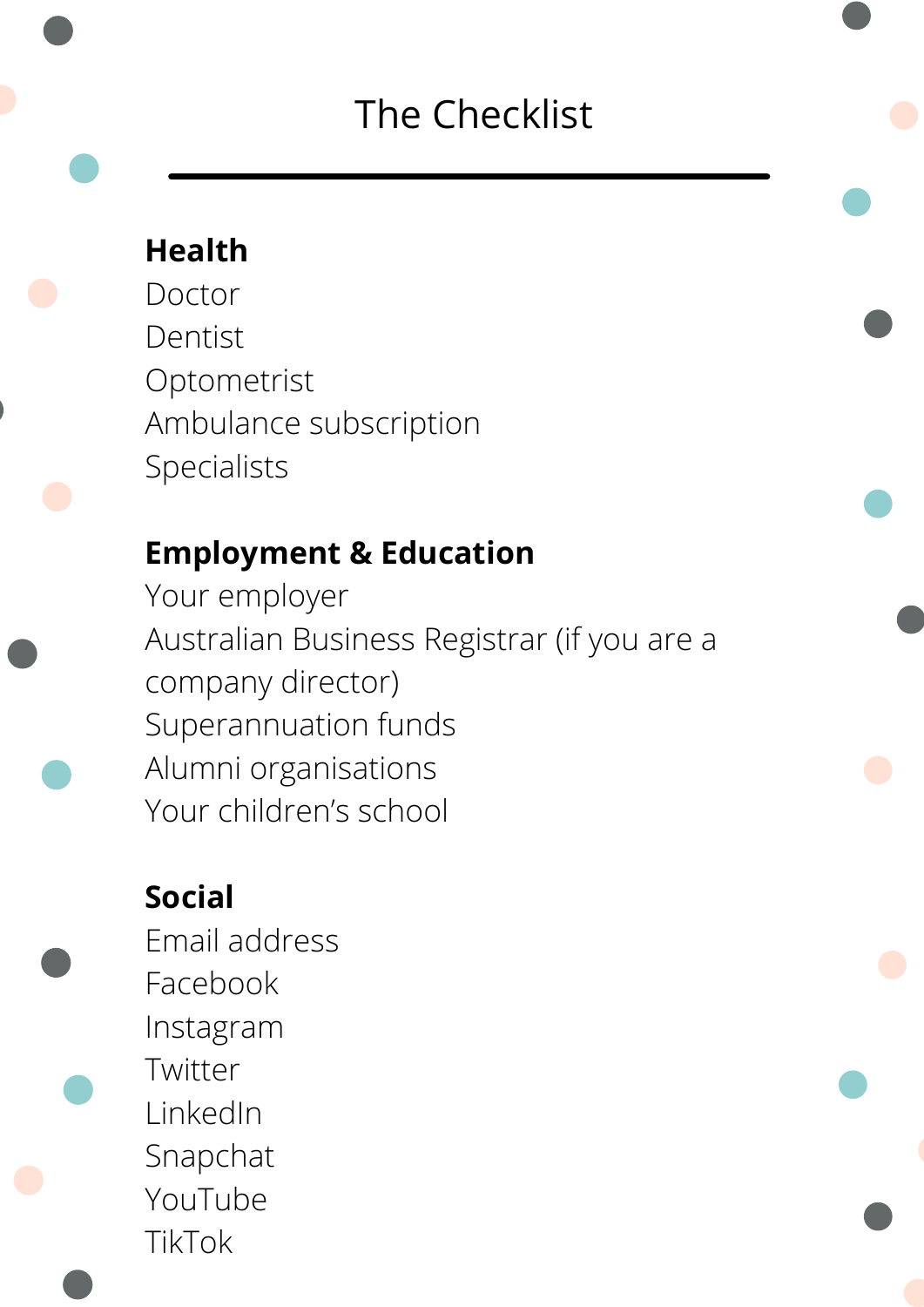# The Checklist

**Health**

Doctor
Dentist
Optometrist
Ambulance subscription
Specialists

**Employment & Education**

Your employer
Australian Business Registrar (if you are a company director)
Superannuation funds
Alumni organisations
Your children's school

**Social**

Email address
Facebook
Instagram
Twitter
LinkedIn
Snapchat
YouTube
TikTok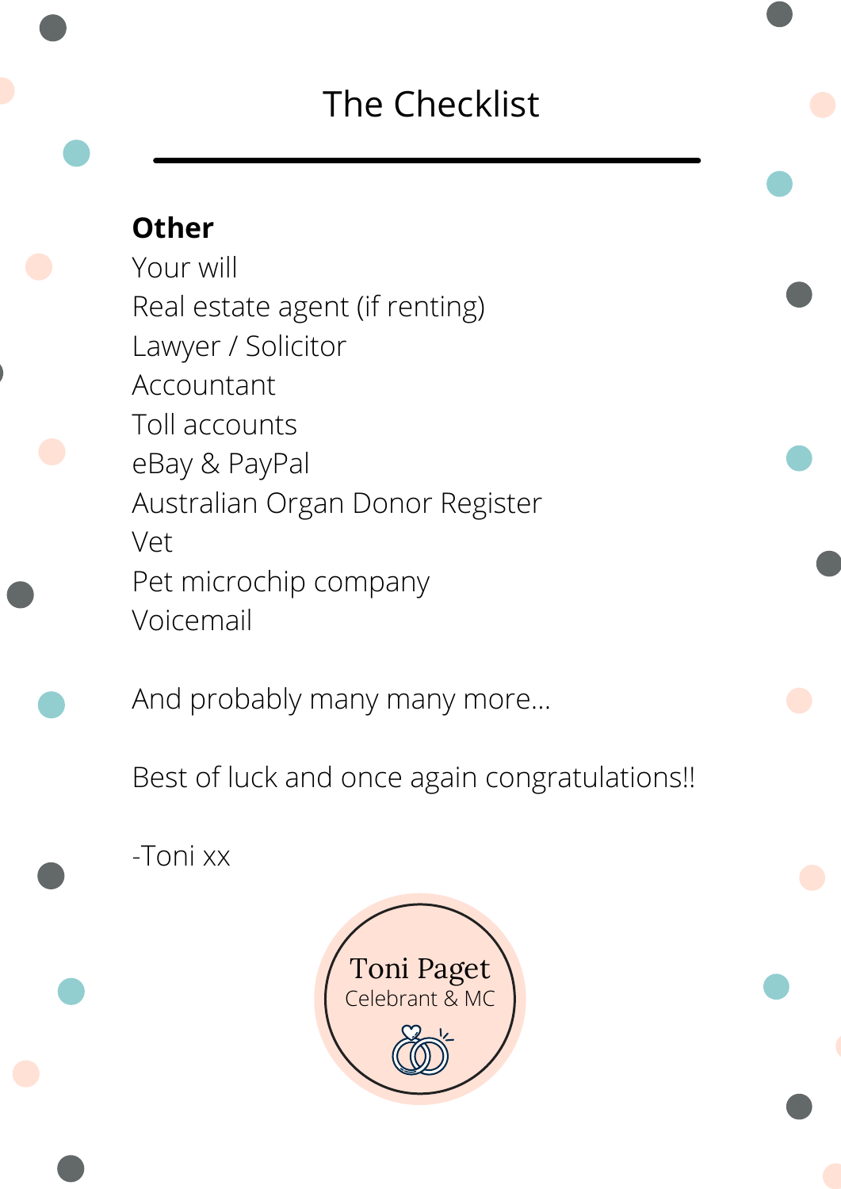# The Checklist

**Other**

Your will
Real estate agent (if renting)
Lawyer / Solicitor
Accountant
Toll accounts
eBay & PayPal
Australian Organ Donor Register
Vet
Pet microchip company
Voicemail

And probably many many more...

Best of luck and once again congratulations!!

-Toni xx

Toni Paget
Celebrant & MC